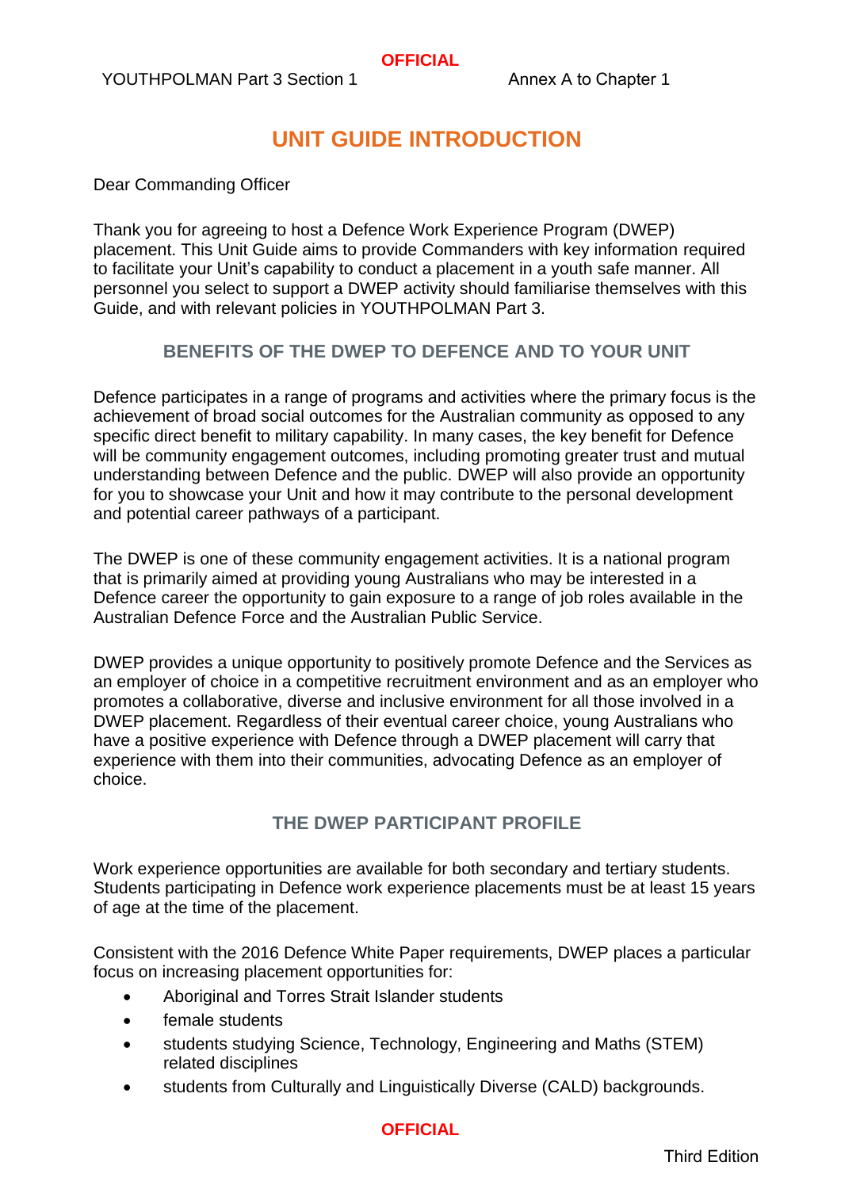# UNIT GUIDE INTRODUCTION

Dear Commanding Officer

Thank you for agreeing to host a Defence Work Experience Program (DWEP) placement. This Unit Guide aims to provide Commanders with key information required to facilitate your Unit's capability to conduct a placement in a youth safe manner. All personnel you select to support a DWEP activity should familiarise themselves with this Guide, and with relevant policies in YOUTHPOLMAN Part 3.

## BENEFITS OF THE DWEP TO DEFENCE AND TO YOUR UNIT

Defence participates in a range of programs and activities where the primary focus is the achievement of broad social outcomes for the Australian community as opposed to any specific direct benefit to military capability. In many cases, the key benefit for Defence will be community engagement outcomes, including promoting greater trust and mutual understanding between Defence and the public. DWEP will also provide an opportunity for you to showcase your Unit and how it may contribute to the personal development and potential career pathways of a participant.

The DWEP is one of these community engagement activities. It is a national program that is primarily aimed at providing young Australians who may be interested in a Defence career the opportunity to gain exposure to a range of job roles available in the Australian Defence Force and the Australian Public Service.

DWEP provides a unique opportunity to positively promote Defence and the Services as an employer of choice in a competitive recruitment environment and as an employer who promotes a collaborative, diverse and inclusive environment for all those involved in a DWEP placement. Regardless of their eventual career choice, young Australians who have a positive experience with Defence through a DWEP placement will carry that experience with them into their communities, advocating Defence as an employer of choice.

## THE DWEP PARTICIPANT PROFILE

Work experience opportunities are available for both secondary and tertiary students. Students participating in Defence work experience placements must be at least 15 years of age at the time of the placement.

Consistent with the 2016 Defence White Paper requirements, DWEP places a particular focus on increasing placement opportunities for:

- Aboriginal and Torres Strait Islander students
- female students
- students studying Science, Technology, Engineering and Maths (STEM) related disciplines
- students from Culturally and Linguistically Diverse (CALD) backgrounds.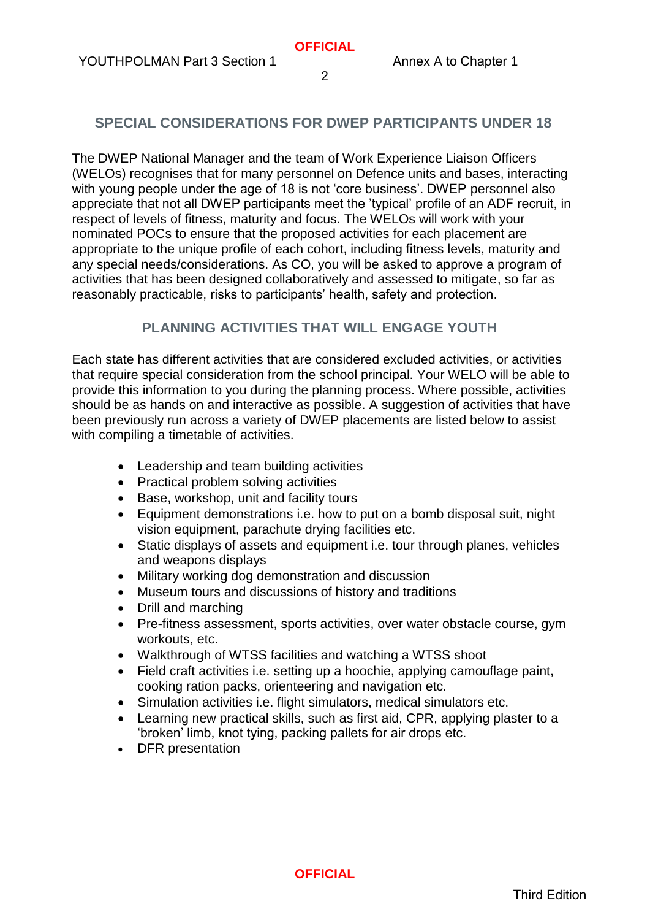## SPECIAL CONSIDERATIONS FOR DWEP PARTICIPANTS UNDER 18

The DWEP National Manager and the team of Work Experience Liaison Officers (WELOs) recognises that for many personnel on Defence units and bases, interacting with young people under the age of 18 is not 'core business'. DWEP personnel also appreciate that not all DWEP participants meet the 'typical' profile of an ADF recruit, in respect of levels of fitness, maturity and focus. The WELOs will work with your nominated POCs to ensure that the proposed activities for each placement are appropriate to the unique profile of each cohort, including fitness levels, maturity and any special needs/considerations. As CO, you will be asked to approve a program of activities that has been designed collaboratively and assessed to mitigate, so far as reasonably practicable, risks to participants' health, safety and protection.

## PLANNING ACTIVITIES THAT WILL ENGAGE YOUTH

Each state has different activities that are considered excluded activities, or activities that require special consideration from the school principal. Your WELO will be able to provide this information to you during the planning process. Where possible, activities should be as hands on and interactive as possible. A suggestion of activities that have been previously run across a variety of DWEP placements are listed below to assist with compiling a timetable of activities.

- Leadership and team building activities
- Practical problem solving activities
- Base, workshop, unit and facility tours
- Equipment demonstrations i.e. how to put on a bomb disposal suit, night vision equipment, parachute drying facilities etc.
- Static displays of assets and equipment i.e. tour through planes, vehicles and weapons displays
- Military working dog demonstration and discussion
- Museum tours and discussions of history and traditions
- Drill and marching
- Pre-fitness assessment, sports activities, over water obstacle course, gym workouts, etc.
- Walkthrough of WTSS facilities and watching a WTSS shoot
- Field craft activities i.e. setting up a hoochie, applying camouflage paint, cooking ration packs, orienteering and navigation etc.
- Simulation activities i.e. flight simulators, medical simulators etc.
- Learning new practical skills, such as first aid, CPR, applying plaster to a 'broken' limb, knot tying, packing pallets for air drops etc.
- DFR presentation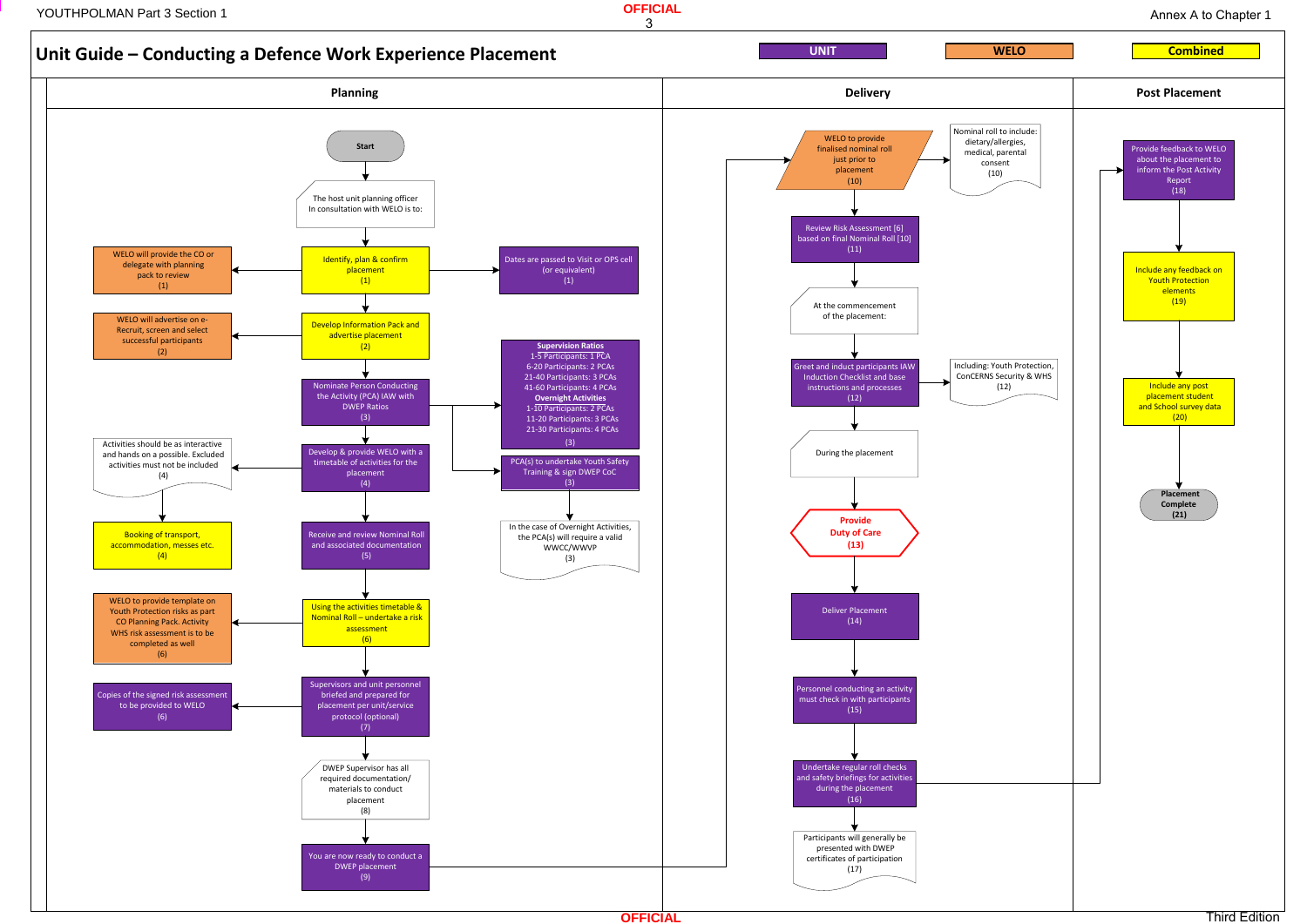# Unit Guide – Conducting a Defence Work Experience Placement

Legend: **UNIT** | **WELO** | **Combined**

## Planning

- **Start**
- The host unit planning officer In consultation with WELO is to:
- Identify, plan & confirm placement (1)
  - WELO will provide the CO or delegate with planning pack to review (1)
  - Dates are passed to Visit or OPS cell (or equivalent) (1)
- Develop Information Pack and advertise placement (2)
  - WELO will advertise on e-Recruit, screen and select successful participants (2)
- Nominate Person Conducting the Activity (PCA) IAW with DWEP Ratios (3)
  - **Supervision Ratios**
    - 1-5 Participants: 1 PCA
    - 6-20 Participants: 2 PCAs
    - 21-40 Participants: 3 PCAs
    - 41-60 Participants: 4 PCAs
  - **Overnight Activities**
    - 1-10 Participants: 2 PCAs
    - 11-20 Participants: 3 PCAs
    - 21-30 Participants: 4 PCAs
    - (3)
  - PCA(s) to undertake Youth Safety Training & sign DWEP CoC (3)
    - In the case of Overnight Activities, the PCA(s) will require a valid WWCC/WWVP (3)
- Develop & provide WELO with a timetable of activities for the placement (4)
  - Activities should be as interactive and hands on a possible. Excluded activities must not be included (4)
    - Booking of transport, accommodation, messes etc. (4)
- Receive and review Nominal Roll and associated documentation (5)
- Using the activities timetable & Nominal Roll – undertake a risk assessment (6)
  - WELO to provide template on Youth Protection risks as part CO Planning Pack. Activity WHS risk assessment is to be completed as well (6)
- Supervisors and unit personnel briefed and prepared for placement per unit/service protocol (optional) (7)
  - Copies of the signed risk assessment to be provided to WELO (6)
- DWEP Supervisor has all required documentation/ materials to conduct placement (8)
- You are now ready to conduct a DWEP placement (9)

## Delivery

- WELO to provide finalised nominal roll just prior to placement (10)
  - Nominal roll to include: dietary/allergies, medical, parental consent (10)
- Review Risk Assessment [6] based on final Nominal Roll [10] (11)
- At the commencement of the placement:
- Greet and induct participants IAW Induction Checklist and base instructions and processes (12)
  - Including: Youth Protection, ConCERNS Security & WHS (12)
- During the placement
- **Provide Duty of Care (13)**
- Deliver Placement (14)
- Personnel conducting an activity must check in with participants (15)
- Undertake regular roll checks and safety briefings for activities during the placement (16)
- Participants will generally be presented with DWEP certificates of participation (17)

## Post Placement

- Provide feedback to WELO about the placement to inform the Post Activity Report (18)
- Include any feedback on Youth Protection elements (19)
- Include any post placement student and School survey data (20)
- **Placement Complete (21)**

Third Edition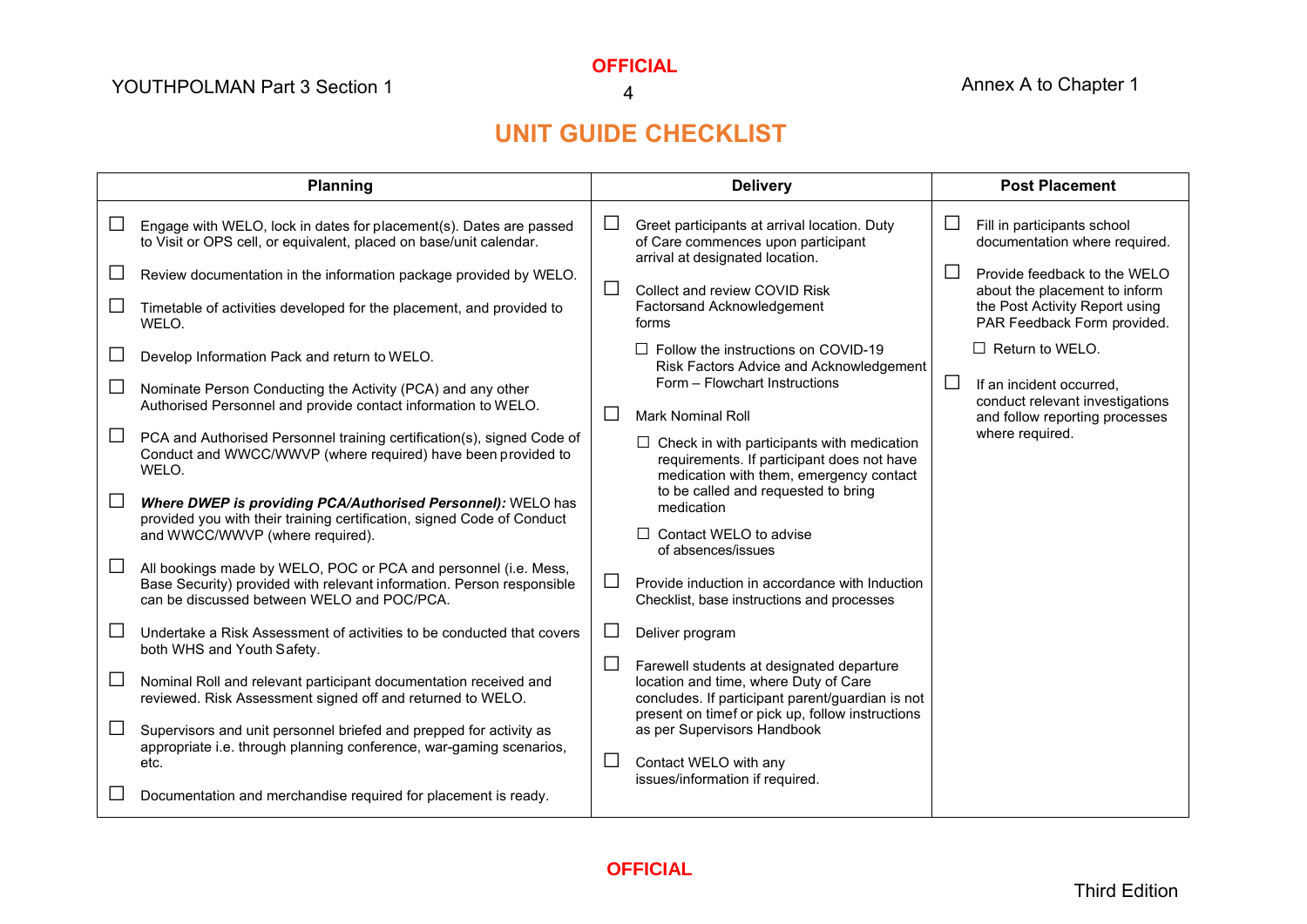# UNIT GUIDE CHECKLIST

| Planning | Delivery | Post Placement |
|---|---|---|
| ☐ Engage with WELO, lock in dates for placement(s). Dates are passed to Visit or OPS cell, or equivalent, placed on base/unit calendar.<br><br>☐ Review documentation in the information package provided by WELO.<br><br>☐ Timetable of activities developed for the placement, and provided to WELO.<br><br>☐ Develop Information Pack and return to WELO.<br><br>☐ Nominate Person Conducting the Activity (PCA) and any other Authorised Personnel and provide contact information to WELO.<br><br>☐ PCA and Authorised Personnel training certification(s), signed Code of Conduct and WWCC/WWVP (where required) have been provided to WELO.<br><br>☐ ***Where DWEP is providing PCA/Authorised Personnel):*** WELO has provided you with their training certification, signed Code of Conduct and WWCC/WWVP (where required).<br><br>☐ All bookings made by WELO, POC or PCA and personnel (i.e. Mess, Base Security) provided with relevant information. Person responsible can be discussed between WELO and POC/PCA.<br><br>☐ Undertake a Risk Assessment of activities to be conducted that covers both WHS and Youth Safety.<br><br>☐ Nominal Roll and relevant participant documentation received and reviewed. Risk Assessment signed off and returned to WELO.<br><br>☐ Supervisors and unit personnel briefed and prepped for activity as appropriate i.e. through planning conference, war-gaming scenarios, etc.<br><br>☐ Documentation and merchandise required for placement is ready. | ☐ Greet participants at arrival location. Duty of Care commences upon participant arrival at designated location.<br><br>☐ Collect and review COVID Risk Factorsand Acknowledgement forms<br>&nbsp;&nbsp;&nbsp;&nbsp;☐ Follow the instructions on COVID-19 Risk Factors Advice and Acknowledgement Form – Flowchart Instructions<br><br>☐ Mark Nominal Roll<br>&nbsp;&nbsp;&nbsp;&nbsp;☐ Check in with participants with medication requirements. If participant does not have medication with them, emergency contact to be called and requested to bring medication<br>&nbsp;&nbsp;&nbsp;&nbsp;☐ Contact WELO to advise of absences/issues<br><br>☐ Provide induction in accordance with Induction Checklist, base instructions and processes<br><br>☐ Deliver program<br><br>☐ Farewell students at designated departure location and time, where Duty of Care concludes. If participant parent/guardian is not present on timef or pick up, follow instructions as per Supervisors Handbook<br><br>☐ Contact WELO with any issues/information if required. | ☐ Fill in participants school documentation where required.<br><br>☐ Provide feedback to the WELO about the placement to inform the Post Activity Report using PAR Feedback Form provided.<br>&nbsp;&nbsp;&nbsp;&nbsp;☐ Return to WELO.<br><br>☐ If an incident occurred, conduct relevant investigations and follow reporting processes where required. |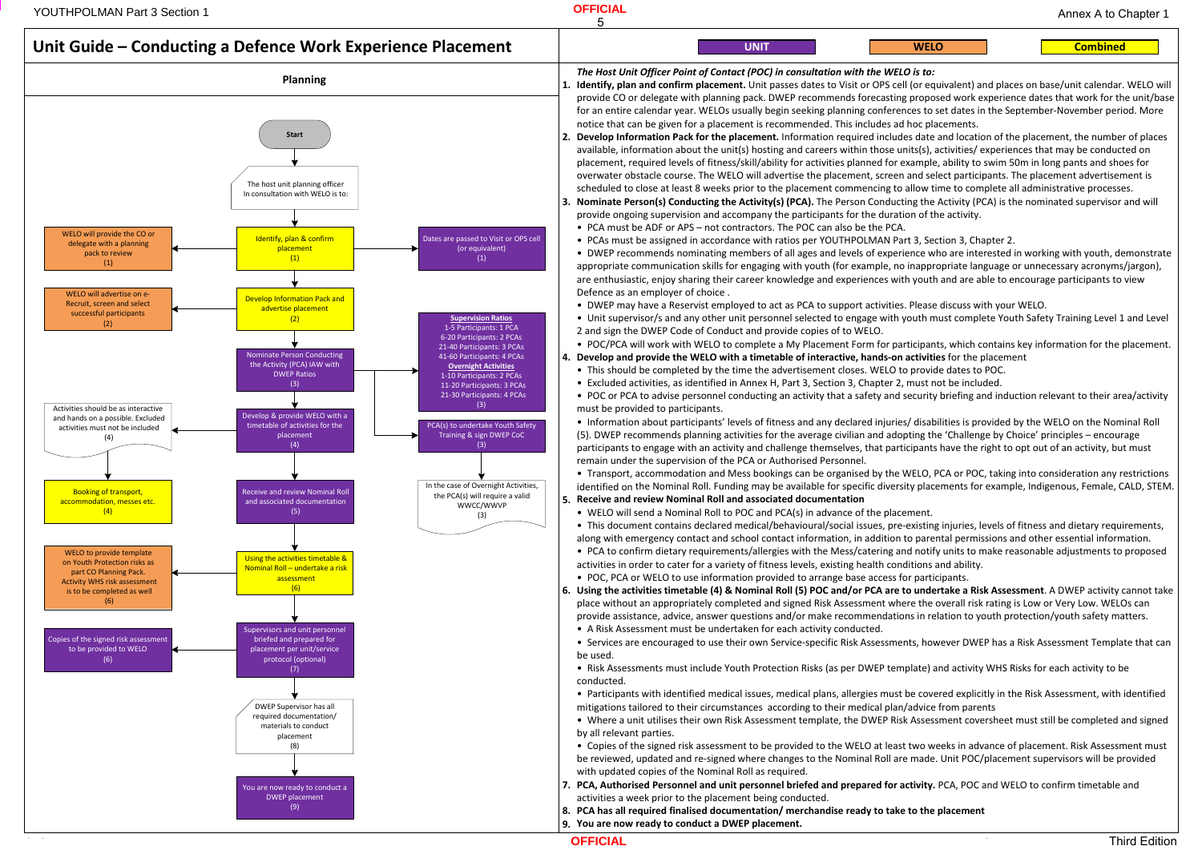# Unit Guide – Conducting a Defence Work Experience Placement

UNIT | WELO | Combined

## Planning

**Start**

The host unit planning officer In consultation with WELO is to:

- Identify, plan & confirm placement (1)
  - WELO will provide the CO or delegate with a planning pack to review (1)
  - Dates are passed to Visit or OPS cell (or equivalent) (1)
- Develop Information Pack and advertise placement (2)
  - WELO will advertise on e-Recruit, screen and select successful participants (2)
- Nominate Person Conducting the Activity (PCA) IAW with DWEP Ratios (3)
  - **Supervision Ratios**: 1-5 Participants: 1 PCA; 6-20 Participants: 2 PCAs; 21-40 Participants: 3 PCAs; 41-60 Participants: 4 PCAs; **Overnight Activities**: 1-10 Participants: 2 PCAs; 11-20 Participants: 3 PCAs; 21-30 Participants: 4 PCAs (3)
  - PCA(s) to undertake Youth Safety Training & sign DWEP CoC (3)
  - In the case of Overnight Activities, the PCA(s) will require a valid WWCC/WWVP (3)
- Develop & provide WELO with a timetable of activities for the placement (4)
  - Activities should be as interactive and hands on a possible. Excluded activities must not be included (4)
  - Booking of transport, accommodation, messes etc. (4)
- Receive and review Nominal Roll and associated documentation (5)
- Using the activities timetable & Nominal Roll – undertake a risk assessment (6)
  - WELO to provide template on Youth Protection risks as part CO Planning Pack. Activity WHS risk assessment is to be completed as well (6)
  - Copies of the signed risk assessment to be provided to WELO (6)
- Supervisors and unit personnel briefed and prepared for placement per unit/service protocol (optional) (7)
- DWEP Supervisor has all required documentation/ materials to conduct placement (8)
- You are now ready to conduct a DWEP placement (9)

***The Host Unit Officer Point of Contact (POC) in consultation with the WELO is to:***

1. **Identify, plan and confirm placement.** Unit passes dates to Visit or OPS cell (or equivalent) and places on base/unit calendar. WELO will provide CO or delegate with planning pack. DWEP recommends forecasting proposed work experience dates that work for the unit/base for an entire calendar year. WELOs usually begin seeking planning conferences to set dates in the September-November period. More notice that can be given for a placement is recommended. This includes ad hoc placements.
2. **Develop Information Pack for the placement.** Information required includes date and location of the placement, the number of places available, information about the unit(s) hosting and careers within those units(s), activities/ experiences that may be conducted on placement, required levels of fitness/skill/ability for activities planned for example, ability to swim 50m in long pants and shoes for overwater obstacle course. The WELO will advertise the placement, screen and select participants. The placement advertisement is scheduled to close at least 8 weeks prior to the placement commencing to allow time to complete all administrative processes.
3. **Nominate Person(s) Conducting the Activity(s) (PCA).** The Person Conducting the Activity (PCA) is the nominated supervisor and will provide ongoing supervision and accompany the participants for the duration of the activity.
   - PCA must be ADF or APS – not contractors. The POC can also be the PCA.
   - PCAs must be assigned in accordance with ratios per YOUTHPOLMAN Part 3, Section 3, Chapter 2.
   - DWEP recommends nominating members of all ages and levels of experience who are interested in working with youth, demonstrate appropriate communication skills for engaging with youth (for example, no inappropriate language or unnecessary acronyms/jargon), are enthusiastic, enjoy sharing their career knowledge and experiences with youth and are able to encourage participants to view Defence as an employer of choice .
   - DWEP may have a Reservist employed to act as PCA to support activities. Please discuss with your WELO.
   - Unit supervisor/s and any other unit personnel selected to engage with youth must complete Youth Safety Training Level 1 and Level 2 and sign the DWEP Code of Conduct and provide copies of to WELO.
   - POC/PCA will work with WELO to complete a My Placement Form for participants, which contains key information for the placement.
4. **Develop and provide the WELO with a timetable of interactive, hands-on activities** for the placement
   - This should be completed by the time the advertisement closes. WELO to provide dates to POC.
   - Excluded activities, as identified in Annex H, Part 3, Section 3, Chapter 2, must not be included.
   - POC or PCA to advise personnel conducting an activity that a safety and security briefing and induction relevant to their area/activity must be provided to participants.
   - Information about participants' levels of fitness and any declared injuries/ disabilities is provided by the WELO on the Nominal Roll (5). DWEP recommends planning activities for the average civilian and adopting the 'Challenge by Choice' principles – encourage participants to engage with an activity and challenge themselves, that participants have the right to opt out of an activity, but must remain under the supervision of the PCA or Authorised Personnel.
   - Transport, accommodation and Mess bookings can be organised by the WELO, PCA or POC, taking into consideration any restrictions identified on the Nominal Roll. Funding may be available for specific diversity placements for example, Indigenous, Female, CALD, STEM.
5. **Receive and review Nominal Roll and associated documentation**
   - WELO will send a Nominal Roll to POC and PCA(s) in advance of the placement.
   - This document contains declared medical/behavioural/social issues, pre-existing injuries, levels of fitness and dietary requirements, along with emergency contact and school contact information, in addition to parental permissions and other essential information.
   - PCA to confirm dietary requirements/allergies with the Mess/catering and notify units to make reasonable adjustments to proposed activities in order to cater for a variety of fitness levels, existing health conditions and ability.
   - POC, PCA or WELO to use information provided to arrange base access for participants.
6. **Using the activities timetable (4) & Nominal Roll (5) POC and/or PCA are to undertake a Risk Assessment**. A DWEP activity cannot take place without an appropriately completed and signed Risk Assessment where the overall risk rating is Low or Very Low. WELOs can provide assistance, advice, answer questions and/or make recommendations in relation to youth protection/youth safety matters.
   - A Risk Assessment must be undertaken for each activity conducted.
   - Services are encouraged to use their own Service-specific Risk Assessments, however DWEP has a Risk Assessment Template that can be used.
   - Risk Assessments must include Youth Protection Risks (as per DWEP template) and activity WHS Risks for each activity to be conducted.
   - Participants with identified medical issues, medical plans, allergies must be covered explicitly in the Risk Assessment, with identified mitigations tailored to their circumstances according to their medical plan/advice from parents
   - Where a unit utilises their own Risk Assessment template, the DWEP Risk Assessment coversheet must still be completed and signed by all relevant parties.
   - Copies of the signed risk assessment to be provided to the WELO at least two weeks in advance of placement. Risk Assessment must be reviewed, updated and re-signed where changes to the Nominal Roll are made. Unit POC/placement supervisors will be provided with updated copies of the Nominal Roll as required.
7. **PCA, Authorised Personnel and unit personnel briefed and prepared for activity.** PCA, POC and WELO to confirm timetable and activities a week prior to the placement being conducted.
8. **PCA has all required finalised documentation/ merchandise ready to take to the placement**
9. **You are now ready to conduct a DWEP placement.**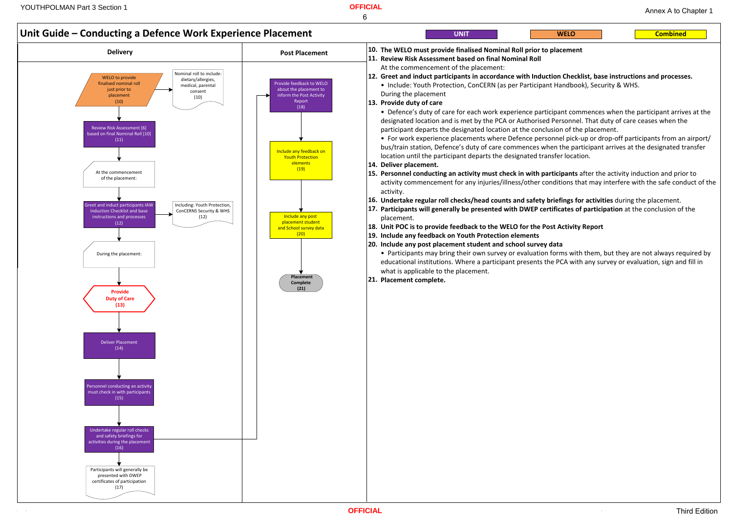## Unit Guide – Conducting a Defence Work Experience Placement

UNIT | WELO | Combined

### Delivery

- WELO to provide finalised nominal roll just prior to placement (10)
  - Nominal roll to include: dietary/allergies, medical, parental consent (10)
- Review Risk Assessment [6] based on final Nominal Roll [10] (11)
- At the commencement of the placement:
- Greet and induct participants IAW Induction Checklist and base instructions and processes (12)
  - Including: Youth Protection, ConCERNS Security & WHS (12)
- During the placement:
- Provide Duty of Care (13)
- Deliver Placement (14)
- Personnel conducting an activity must check in with participants (15)
- Undertake regular roll checks and safety briefings for activities during the placement (16)
- Participants will generally be presented with DWEP certificates of participation (17)

### Post Placement

- Provide feedback to WELO about the placement to inform the Post Activity Report (18)
- Include any feedback on Youth Protection elements (19)
- Include any post placement student and School survey data (20)
- Placement Complete (21)

---

10. **The WELO must provide finalised Nominal Roll prior to placement**
11. **Review Risk Assessment based on final Nominal Roll**

    At the commencement of the placement:

12. **Greet and induct participants in accordance with Induction Checklist, base instructions and processes.**
    - Include: Youth Protection, ConCERN (as per Participant Handbook), Security & WHS.

    During the placement

13. **Provide duty of care**
    - Defence's duty of care for each work experience participant commences when the participant arrives at the designated location and is met by the PCA or Authorised Personnel. That duty of care ceases when the participant departs the designated location at the conclusion of the placement.
    - For work experience placements where Defence personnel pick-up or drop-off participants from an airport/ bus/train station, Defence's duty of care commences when the participant arrives at the designated transfer location until the participant departs the designated transfer location.
14. **Deliver placement.**
15. **Personnel conducting an activity must check in with participants** after the activity induction and prior to activity commencement for any injuries/illness/other conditions that may interfere with the safe conduct of the activity.
16. **Undertake regular roll checks/head counts and safety briefings for activities** during the placement.
17. **Participants will generally be presented with DWEP certificates of participation** at the conclusion of the placement.
18. **Unit POC is to provide feedback to the WELO for the Post Activity Report**
19. **Include any feedback on Youth Protection elements**
20. **Include any post placement student and school survey data**
    - Participants may bring their own survey or evaluation forms with them, but they are not always required by educational institutions. Where a participant presents the PCA with any survey or evaluation, sign and fill in what is applicable to the placement.
21. **Placement complete.**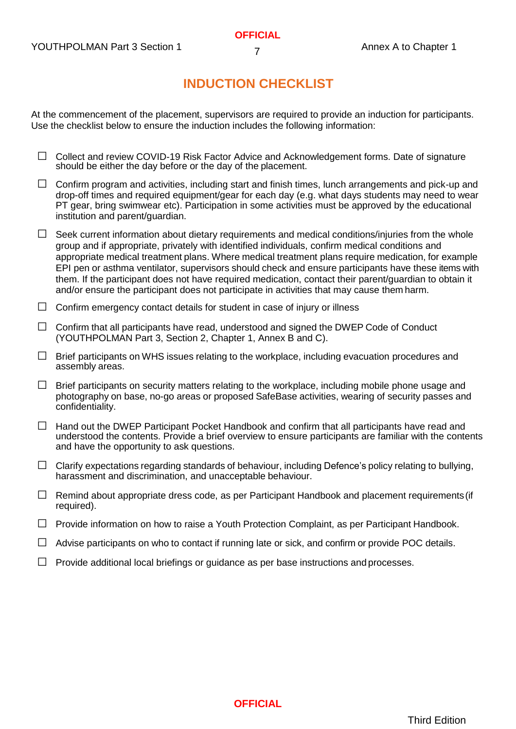# INDUCTION CHECKLIST

At the commencement of the placement, supervisors are required to provide an induction for participants. Use the checklist below to ensure the induction includes the following information:

- ☐ Collect and review COVID-19 Risk Factor Advice and Acknowledgement forms. Date of signature should be either the day before or the day of the placement.
- ☐ Confirm program and activities, including start and finish times, lunch arrangements and pick-up and drop-off times and required equipment/gear for each day (e.g. what days students may need to wear PT gear, bring swimwear etc). Participation in some activities must be approved by the educational institution and parent/guardian.
- ☐ Seek current information about dietary requirements and medical conditions/injuries from the whole group and if appropriate, privately with identified individuals, confirm medical conditions and appropriate medical treatment plans. Where medical treatment plans require medication, for example EPI pen or asthma ventilator, supervisors should check and ensure participants have these items with them. If the participant does not have required medication, contact their parent/guardian to obtain it and/or ensure the participant does not participate in activities that may cause them harm.
- ☐ Confirm emergency contact details for student in case of injury or illness
- ☐ Confirm that all participants have read, understood and signed the DWEP Code of Conduct (YOUTHPOLMAN Part 3, Section 2, Chapter 1, Annex B and C).
- ☐ Brief participants on WHS issues relating to the workplace, including evacuation procedures and assembly areas.
- ☐ Brief participants on security matters relating to the workplace, including mobile phone usage and photography on base, no-go areas or proposed SafeBase activities, wearing of security passes and confidentiality.
- ☐ Hand out the DWEP Participant Pocket Handbook and confirm that all participants have read and understood the contents. Provide a brief overview to ensure participants are familiar with the contents and have the opportunity to ask questions.
- ☐ Clarify expectations regarding standards of behaviour, including Defence's policy relating to bullying, harassment and discrimination, and unacceptable behaviour.
- ☐ Remind about appropriate dress code, as per Participant Handbook and placement requirements (if required).
- ☐ Provide information on how to raise a Youth Protection Complaint, as per Participant Handbook.
- ☐ Advise participants on who to contact if running late or sick, and confirm or provide POC details.
- ☐ Provide additional local briefings or guidance as per base instructions and processes.